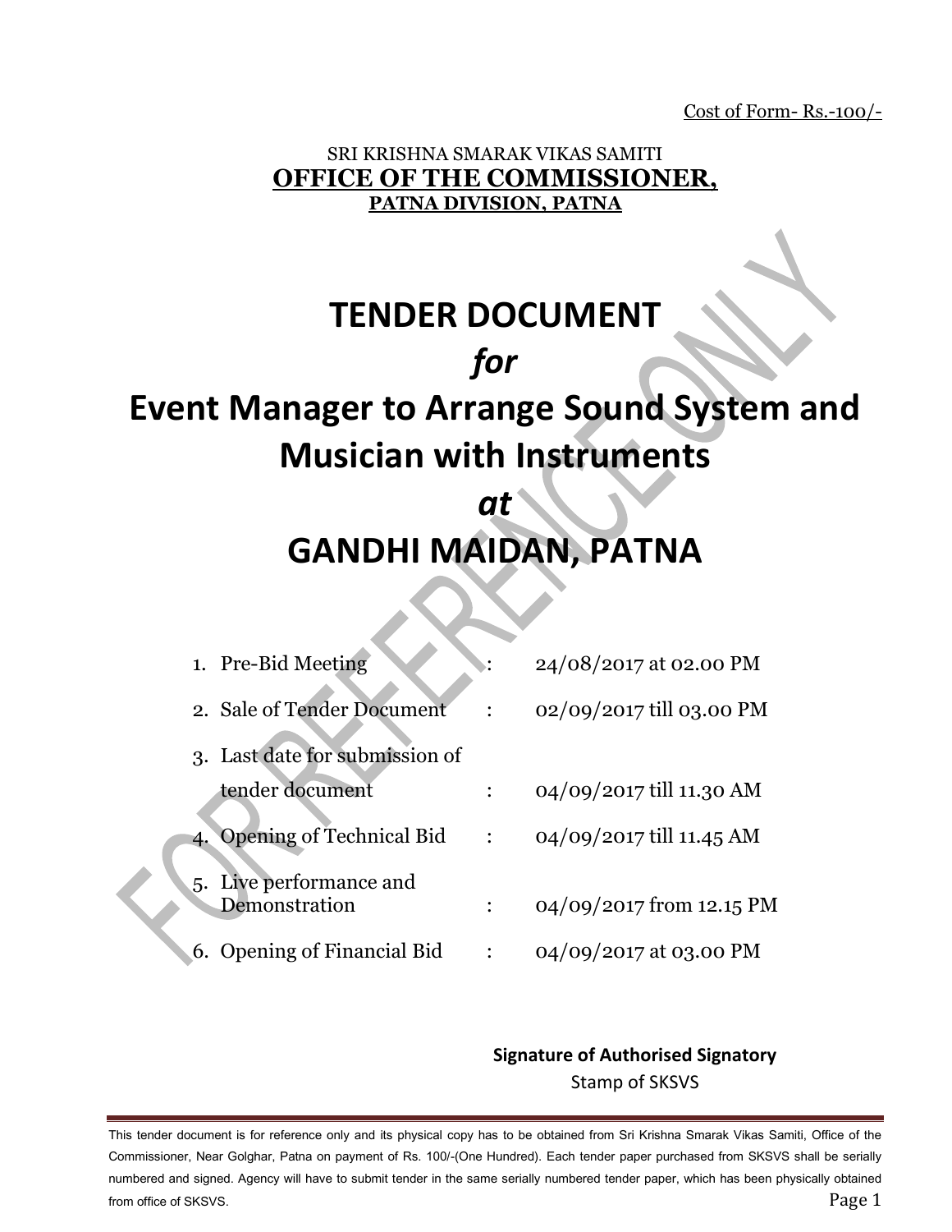Cost of Form- Rs.-100/-

SRI KRISHNA SMARAK VIKAS SAMITI

**OFFICE OF THE COMMISSIONER,**

**PATNA DIVISION, PATNA**

# TENDER DOCUMENT

# *for*

# Event Manager to Arrange Sound System and Musician with Instruments

# *at*

# GANDHI MAIDAN, PATNA

1. Pre-Bid Meeting : 24/08/2017 at 02.00 PM
2. Sale of Tender Document : 02/09/2017 till 03.00 PM
3. Last date for submission of tender document : 04/09/2017 till 11.30 AM
4. Opening of Technical Bid : 04/09/2017 till 11.45 AM
5. Live performance and Demonstration : 04/09/2017 from 12.15 PM
6. Opening of Financial Bid : 04/09/2017 at 03.00 PM

**Signature of Authorised Signatory**

Stamp of SKSVS

This tender document is for reference only and its physical copy has to be obtained from Sri Krishna Smarak Vikas Samiti, Office of the Commissioner, Near Golghar, Patna on payment of Rs. 100/-(One Hundred). Each tender paper purchased from SKSVS shall be serially numbered and signed. Agency will have to submit tender in the same serially numbered tender paper, which has been physically obtained from office of SKSVS.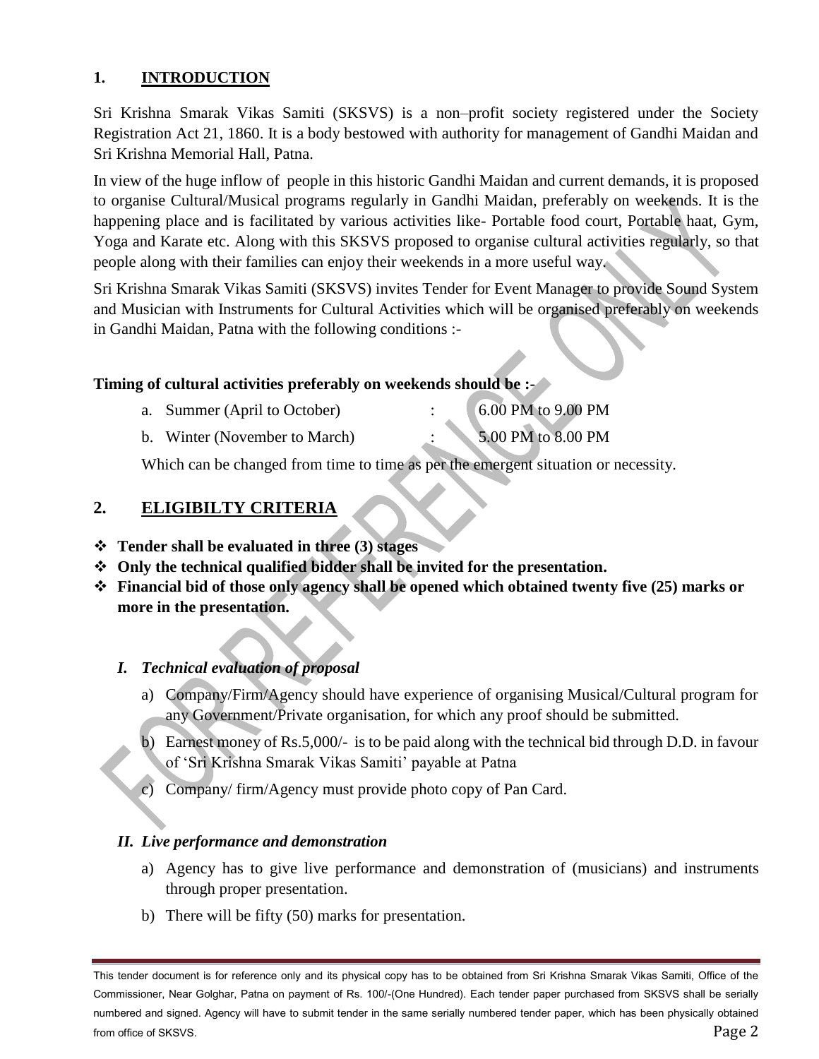## 1. INTRODUCTION

Sri Krishna Smarak Vikas Samiti (SKSVS) is a non–profit society registered under the Society Registration Act 21, 1860. It is a body bestowed with authority for management of Gandhi Maidan and Sri Krishna Memorial Hall, Patna.

In view of the huge inflow of people in this historic Gandhi Maidan and current demands, it is proposed to organise Cultural/Musical programs regularly in Gandhi Maidan, preferably on weekends. It is the happening place and is facilitated by various activities like- Portable food court, Portable haat, Gym, Yoga and Karate etc. Along with this SKSVS proposed to organise cultural activities regularly, so that people along with their families can enjoy their weekends in a more useful way.

Sri Krishna Smarak Vikas Samiti (SKSVS) invites Tender for Event Manager to provide Sound System and Musician with Instruments for Cultural Activities which will be organised preferably on weekends in Gandhi Maidan, Patna with the following conditions :-

**Timing of cultural activities preferably on weekends should be :-**

a. Summer (April to October) : 6.00 PM to 9.00 PM

b. Winter (November to March) : 5.00 PM to 8.00 PM

Which can be changed from time to time as per the emergent situation or necessity.

## 2. ELIGIBILTY CRITERIA

- **Tender shall be evaluated in three (3) stages**
- **Only the technical qualified bidder shall be invited for the presentation.**
- **Financial bid of those only agency shall be opened which obtained twenty five (25) marks or more in the presentation.**

### *I. Technical evaluation of proposal*

a) Company/Firm/Agency should have experience of organising Musical/Cultural program for any Government/Private organisation, for which any proof should be submitted.

b) Earnest money of Rs.5,000/- is to be paid along with the technical bid through D.D. in favour of 'Sri Krishna Smarak Vikas Samiti' payable at Patna

c) Company/ firm/Agency must provide photo copy of Pan Card.

### *II. Live performance and demonstration*

a) Agency has to give live performance and demonstration of (musicians) and instruments through proper presentation.

b) There will be fifty (50) marks for presentation.

This tender document is for reference only and its physical copy has to be obtained from Sri Krishna Smarak Vikas Samiti, Office of the Commissioner, Near Golghar, Patna on payment of Rs. 100/-(One Hundred). Each tender paper purchased from SKSVS shall be serially numbered and signed. Agency will have to submit tender in the same serially numbered tender paper, which has been physically obtained from office of SKSVS.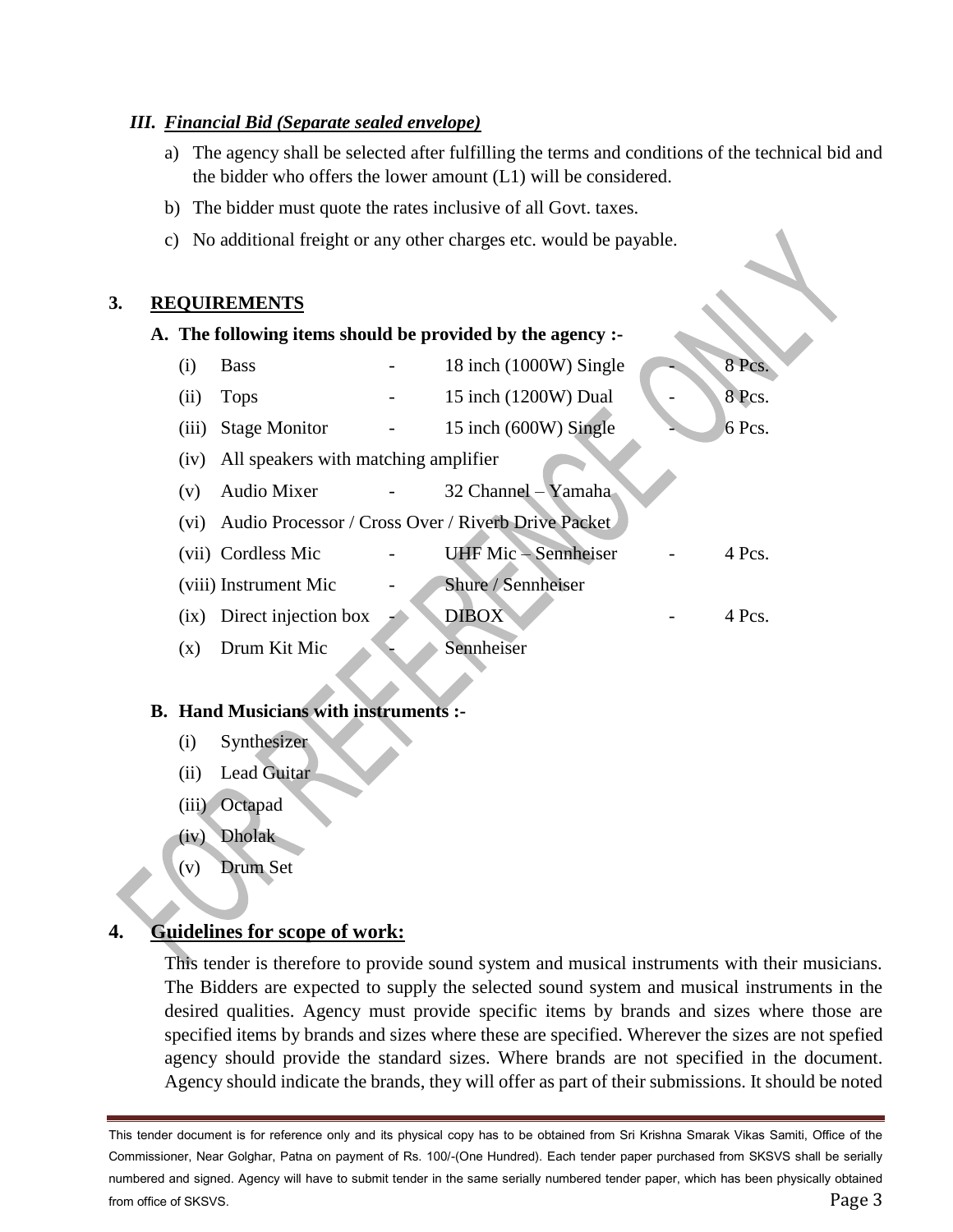### III. ***Financial Bid (Separate sealed envelope)***

a) The agency shall be selected after fulfilling the terms and conditions of the technical bid and the bidder who offers the lower amount (L1) will be considered.

b) The bidder must quote the rates inclusive of all Govt. taxes.

c) No additional freight or any other charges etc. would be payable.

## 3. REQUIREMENTS

**A. The following items should be provided by the agency :-**

| | | | | | | |
|---|---|---|---|---|---|---|
| (i) | Bass | - | 18 inch (1000W) Single | - | 8 Pcs. |
| (ii) | Tops | - | 15 inch (1200W) Dual | - | 8 Pcs. |
| (iii) | Stage Monitor | - | 15 inch (600W) Single | - | 6 Pcs. |
| (iv) | All speakers with matching amplifier | | | | |
| (v) | Audio Mixer | - | 32 Channel – Yamaha | | |
| (vi) | Audio Processor / Cross Over / Riverb Drive Packet | | | | |
| (vii) | Cordless Mic | - | UHF Mic – Sennheiser | - | 4 Pcs. |
| (viii) | Instrument Mic | - | Shure / Sennheiser | | |
| (ix) | Direct injection box | - | DIBOX | - | 4 Pcs. |
| (x) | Drum Kit Mic | - | Sennheiser | | |

**B. Hand Musicians with instruments :-**

(i) Synthesizer

(ii) Lead Guitar

(iii) Octapad

(iv) Dholak

(v) Drum Set

## 4. Guidelines for scope of work:

This tender is therefore to provide sound system and musical instruments with their musicians. The Bidders are expected to supply the selected sound system and musical instruments in the desired qualities. Agency must provide specific items by brands and sizes where those are specified items by brands and sizes where these are specified. Wherever the sizes are not spefied agency should provide the standard sizes. Where brands are not specified in the document. Agency should indicate the brands, they will offer as part of their submissions. It should be noted

This tender document is for reference only and its physical copy has to be obtained from Sri Krishna Smarak Vikas Samiti, Office of the Commissioner, Near Golghar, Patna on payment of Rs. 100/-(One Hundred). Each tender paper purchased from SKSVS shall be serially numbered and signed. Agency will have to submit tender in the same serially numbered tender paper, which has been physically obtained from office of SKSVS.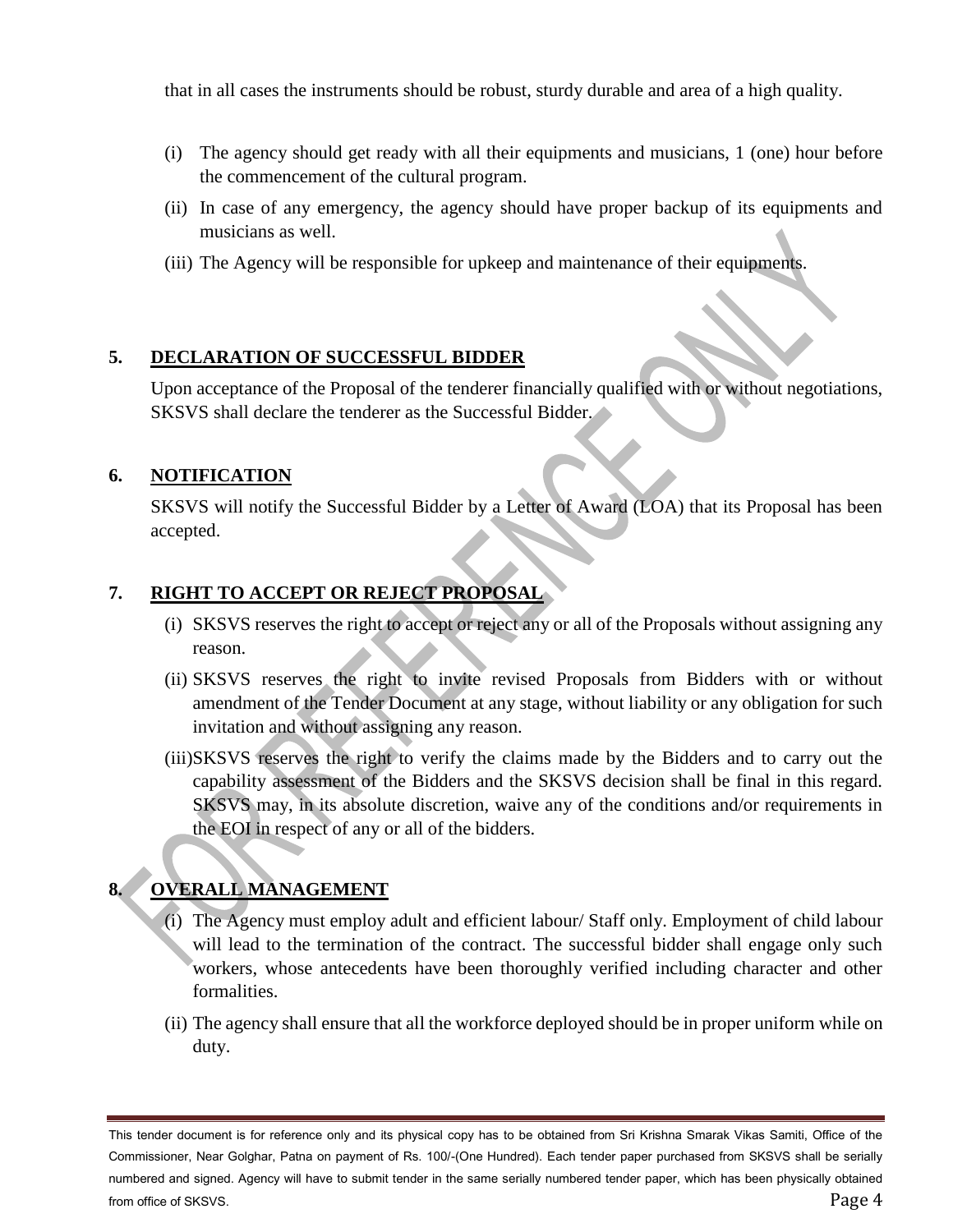that in all cases the instruments should be robust, sturdy durable and area of a high quality.

(i) The agency should get ready with all their equipments and musicians, 1 (one) hour before the commencement of the cultural program.

(ii) In case of any emergency, the agency should have proper backup of its equipments and musicians as well.

(iii) The Agency will be responsible for upkeep and maintenance of their equipments.

## 5. DECLARATION OF SUCCESSFUL BIDDER

Upon acceptance of the Proposal of the tenderer financially qualified with or without negotiations, SKSVS shall declare the tenderer as the Successful Bidder.

## 6. NOTIFICATION

SKSVS will notify the Successful Bidder by a Letter of Award (LOA) that its Proposal has been accepted.

## 7. RIGHT TO ACCEPT OR REJECT PROPOSAL

(i) SKSVS reserves the right to accept or reject any or all of the Proposals without assigning any reason.

(ii) SKSVS reserves the right to invite revised Proposals from Bidders with or without amendment of the Tender Document at any stage, without liability or any obligation for such invitation and without assigning any reason.

(iii) SKSVS reserves the right to verify the claims made by the Bidders and to carry out the capability assessment of the Bidders and the SKSVS decision shall be final in this regard. SKSVS may, in its absolute discretion, waive any of the conditions and/or requirements in the EOI in respect of any or all of the bidders.

## 8. OVERALL MANAGEMENT

(i) The Agency must employ adult and efficient labour/ Staff only. Employment of child labour will lead to the termination of the contract. The successful bidder shall engage only such workers, whose antecedents have been thoroughly verified including character and other formalities.

(ii) The agency shall ensure that all the workforce deployed should be in proper uniform while on duty.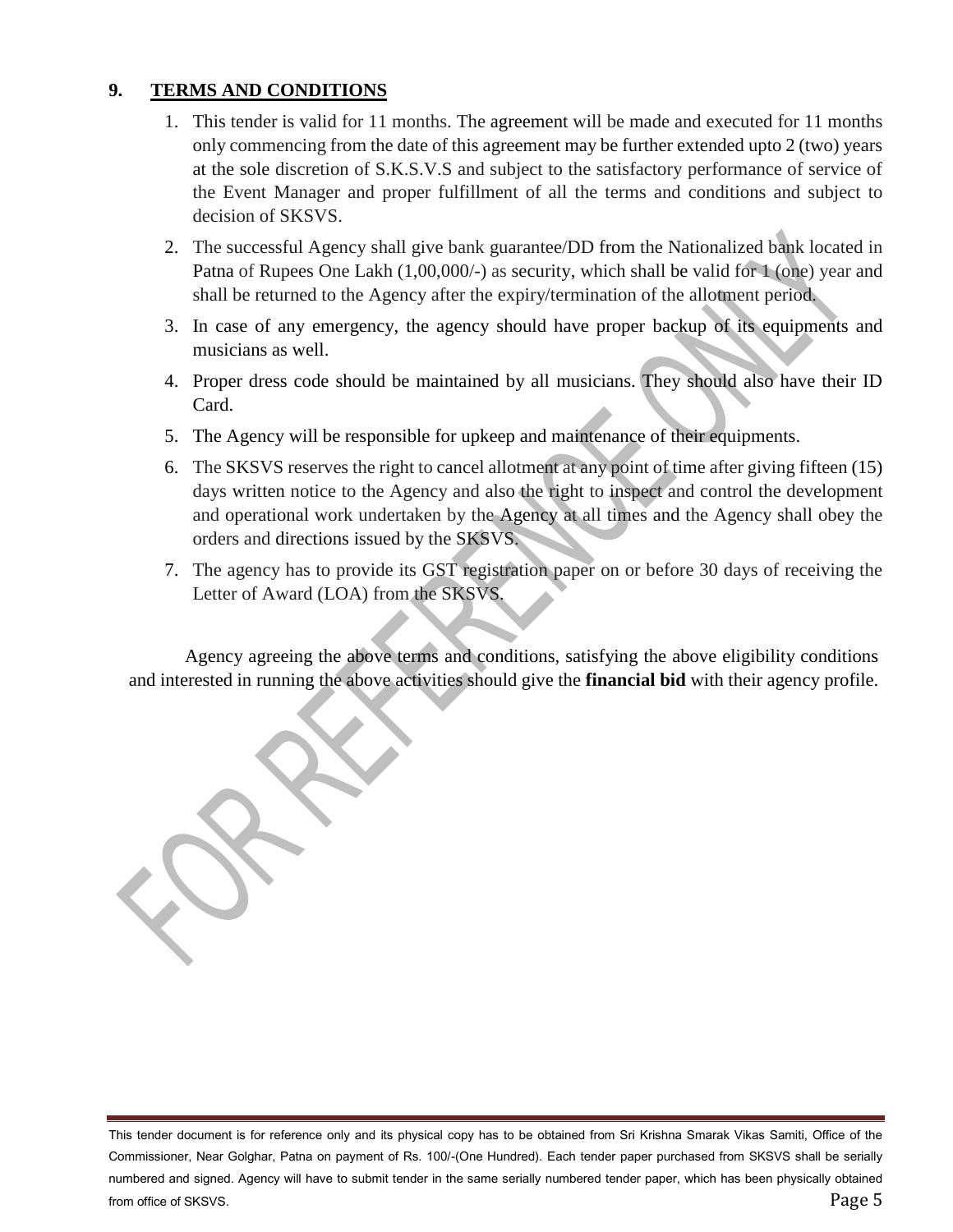## 9. TERMS AND CONDITIONS

1. This tender is valid for 11 months. The agreement will be made and executed for 11 months only commencing from the date of this agreement may be further extended upto 2 (two) years at the sole discretion of S.K.S.V.S and subject to the satisfactory performance of service of the Event Manager and proper fulfillment of all the terms and conditions and subject to decision of SKSVS.
2. The successful Agency shall give bank guarantee/DD from the Nationalized bank located in Patna of Rupees One Lakh (1,00,000/-) as security, which shall be valid for 1 (one) year and shall be returned to the Agency after the expiry/termination of the allotment period.
3. In case of any emergency, the agency should have proper backup of its equipments and musicians as well.
4. Proper dress code should be maintained by all musicians. They should also have their ID Card.
5. The Agency will be responsible for upkeep and maintenance of their equipments.
6. The SKSVS reserves the right to cancel allotment at any point of time after giving fifteen (15) days written notice to the Agency and also the right to inspect and control the development and operational work undertaken by the Agency at all times and the Agency shall obey the orders and directions issued by the SKSVS.
7. The agency has to provide its GST registration paper on or before 30 days of receiving the Letter of Award (LOA) from the SKSVS.

Agency agreeing the above terms and conditions, satisfying the above eligibility conditions and interested in running the above activities should give the **financial bid** with their agency profile.

This tender document is for reference only and its physical copy has to be obtained from Sri Krishna Smarak Vikas Samiti, Office of the Commissioner, Near Golghar, Patna on payment of Rs. 100/-(One Hundred). Each tender paper purchased from SKSVS shall be serially numbered and signed. Agency will have to submit tender in the same serially numbered tender paper, which has been physically obtained from office of SKSVS.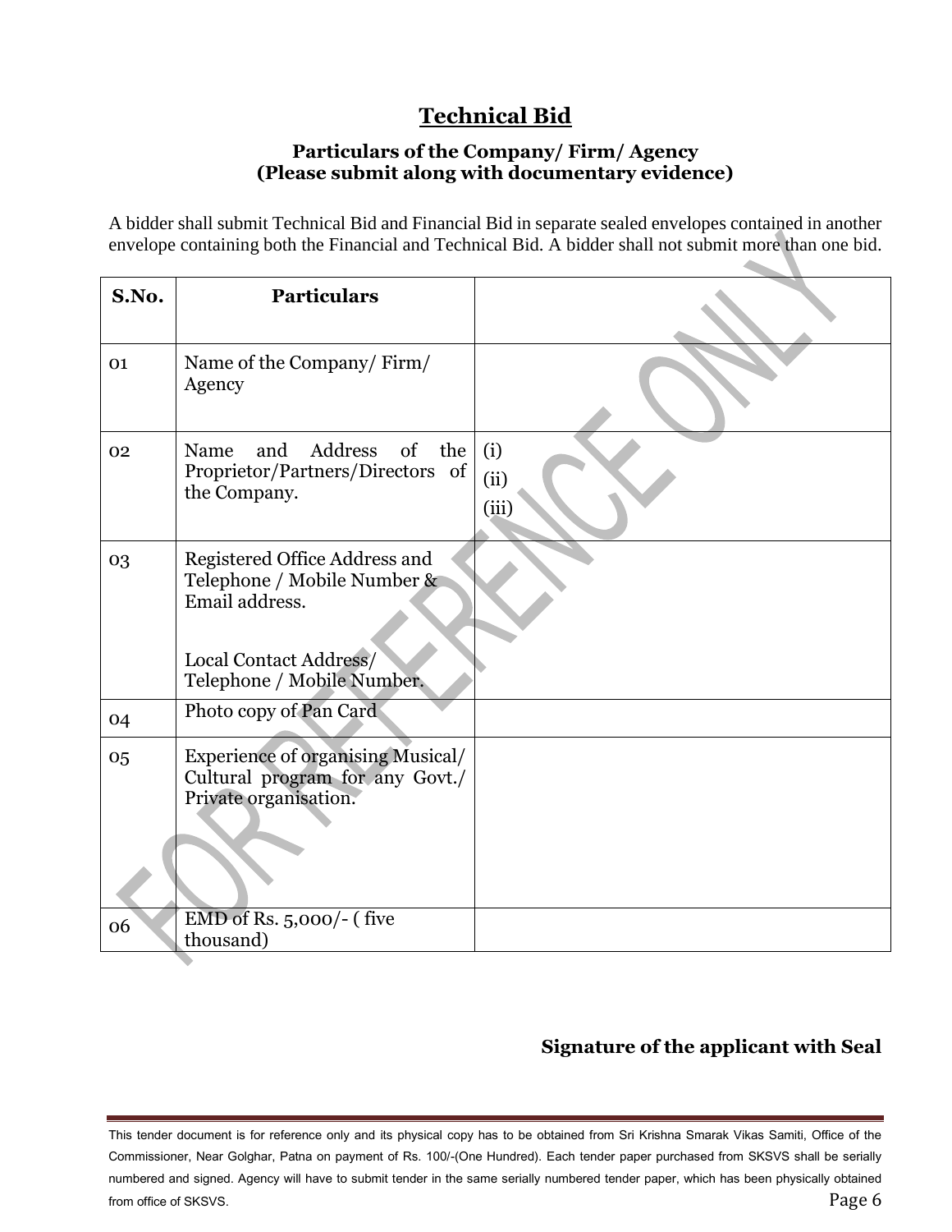# Technical Bid

### Particulars of the Company/ Firm/ Agency
### (Please submit along with documentary evidence)

A bidder shall submit Technical Bid and Financial Bid in separate sealed envelopes contained in another envelope containing both the Financial and Technical Bid. A bidder shall not submit more than one bid.

| S.No. | Particulars | |
|---|---|---|
| 01 | Name of the Company/ Firm/ Agency | |
| 02 | Name and Address of the Proprietor/Partners/Directors of the Company. | (i)<br>(ii)<br>(iii) |
| 03 | Registered Office Address and Telephone / Mobile Number & Email address.<br><br>Local Contact Address/ Telephone / Mobile Number. | |
| 04 | Photo copy of Pan Card | |
| 05 | Experience of organising Musical/ Cultural program for any Govt./ Private organisation. | |
| 06 | EMD of Rs. 5,000/- ( five thousand) | |

**Signature of the applicant with Seal**

This tender document is for reference only and its physical copy has to be obtained from Sri Krishna Smarak Vikas Samiti, Office of the Commissioner, Near Golghar, Patna on payment of Rs. 100/-(One Hundred). Each tender paper purchased from SKSVS shall be serially numbered and signed. Agency will have to submit tender in the same serially numbered tender paper, which has been physically obtained from office of SKSVS.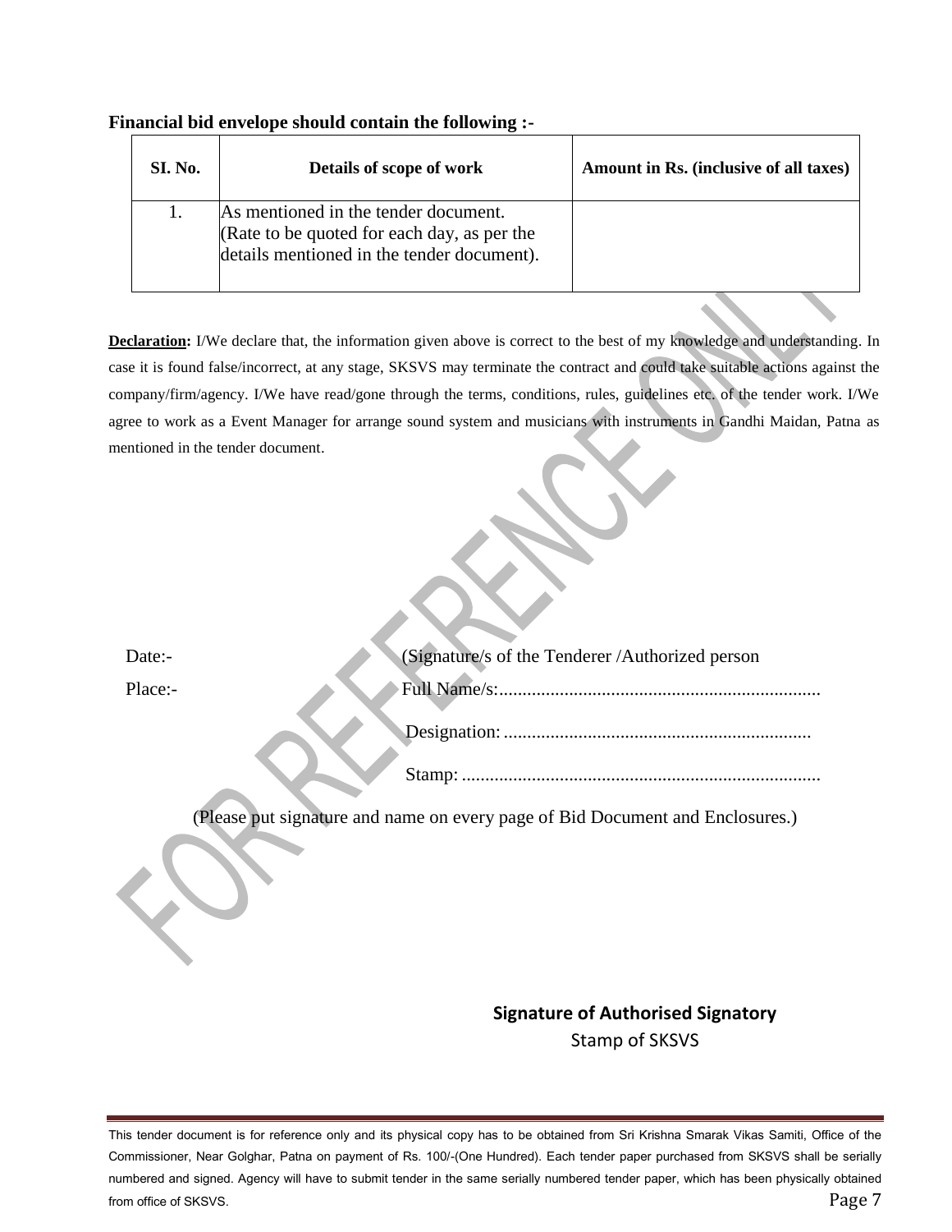**Financial bid envelope should contain the following :-**

| SI. No. | Details of scope of work | Amount in Rs. (inclusive of all taxes) |
|---|---|---|
| 1. | As mentioned in the tender document. (Rate to be quoted for each day, as per the details mentioned in the tender document). | |

**Declaration:** I/We declare that, the information given above is correct to the best of my knowledge and understanding. In case it is found false/incorrect, at any stage, SKSVS may terminate the contract and could take suitable actions against the company/firm/agency. I/We have read/gone through the terms, conditions, rules, guidelines etc. of the tender work. I/We agree to work as a Event Manager for arrange sound system and musicians with instruments in Gandhi Maidan, Patna as mentioned in the tender document.

Date:- (Signature/s of the Tenderer /Authorized person

Place:- Full Name/s:....................................................................

Designation: .................................................................

Stamp: ............................................................................

(Please put signature and name on every page of Bid Document and Enclosures.)

**Signature of Authorised Signatory**

Stamp of SKSVS

This tender document is for reference only and its physical copy has to be obtained from Sri Krishna Smarak Vikas Samiti, Office of the Commissioner, Near Golghar, Patna on payment of Rs. 100/-(One Hundred). Each tender paper purchased from SKSVS shall be serially numbered and signed. Agency will have to submit tender in the same serially numbered tender paper, which has been physically obtained from office of SKSVS.